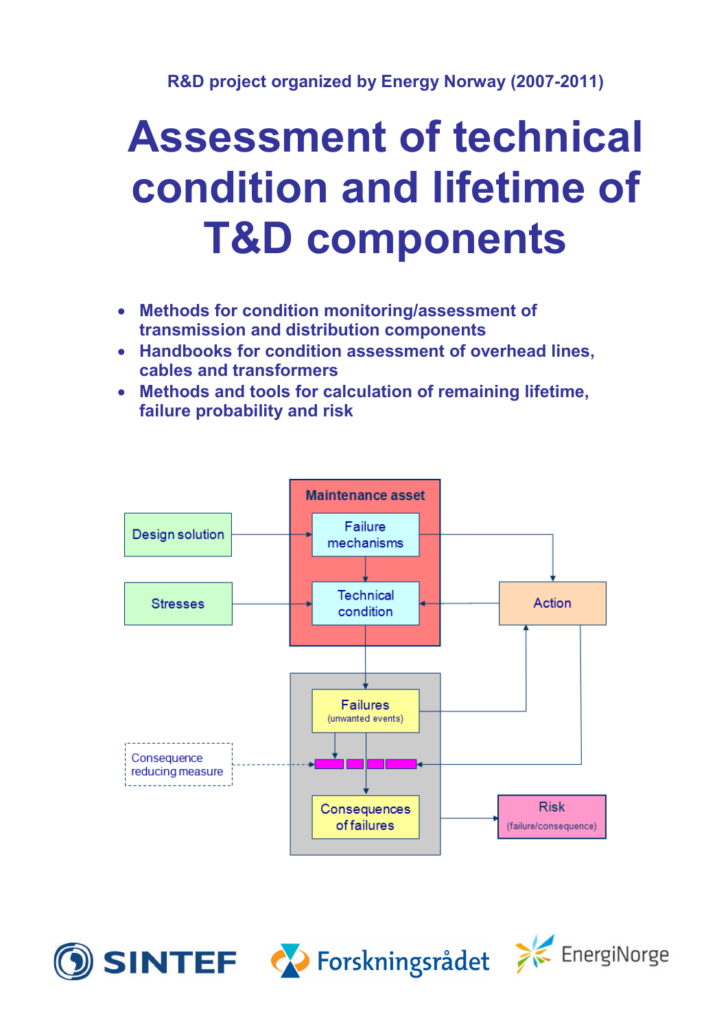R&D project organized by Energy Norway (2007-2011)

# Assessment of technical condition and lifetime of T&D components

- Methods for condition monitoring/assessment of transmission and distribution components
- Handbooks for condition assessment of overhead lines, cables and transformers
- Methods and tools for calculation of remaining lifetime, failure probability and risk

Maintenance asset

Design solution

Failure mechanisms

Stresses

Technical condition

Action

Failures (unwanted events)

Consequence reducing measure

Consequences of failures

Risk (failure/consequence)

SINTEF Forskningsrådet EnergiNorge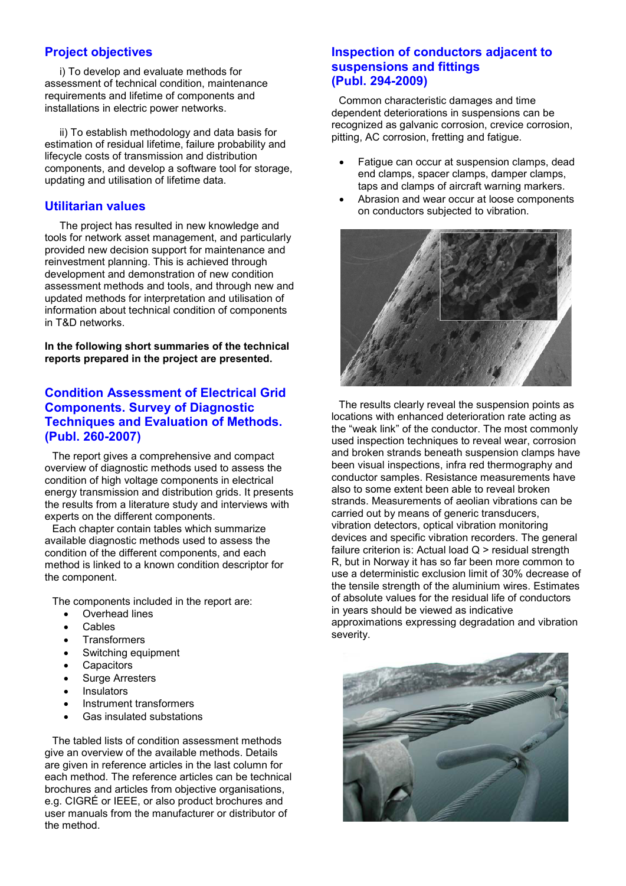## Project objectives

i) To develop and evaluate methods for assessment of technical condition, maintenance requirements and lifetime of components and installations in electric power networks.

ii) To establish methodology and data basis for estimation of residual lifetime, failure probability and lifecycle costs of transmission and distribution components, and develop a software tool for storage, updating and utilisation of lifetime data.

## Utilitarian values

The project has resulted in new knowledge and tools for network asset management, and particularly provided new decision support for maintenance and reinvestment planning. This is achieved through development and demonstration of new condition assessment methods and tools, and through new and updated methods for interpretation and utilisation of information about technical condition of components in T&D networks.

**In the following short summaries of the technical reports prepared in the project are presented.**

## Condition Assessment of Electrical Grid Components. Survey of Diagnostic Techniques and Evaluation of Methods. (Publ. 260-2007)

The report gives a comprehensive and compact overview of diagnostic methods used to assess the condition of high voltage components in electrical energy transmission and distribution grids. It presents the results from a literature study and interviews with experts on the different components.

Each chapter contain tables which summarize available diagnostic methods used to assess the condition of the different components, and each method is linked to a known condition descriptor for the component.

The components included in the report are:

- Overhead lines
- Cables
- Transformers
- Switching equipment
- Capacitors
- Surge Arresters
- Insulators
- Instrument transformers
- Gas insulated substations

The tabled lists of condition assessment methods give an overview of the available methods. Details are given in reference articles in the last column for each method. The reference articles can be technical brochures and articles from objective organisations, e.g. CIGRÉ or IEEE, or also product brochures and user manuals from the manufacturer or distributor of the method.

## Inspection of conductors adjacent to suspensions and fittings (Publ. 294-2009)

Common characteristic damages and time dependent deteriorations in suspensions can be recognized as galvanic corrosion, crevice corrosion, pitting, AC corrosion, fretting and fatigue.

- Fatigue can occur at suspension clamps, dead end clamps, spacer clamps, damper clamps, taps and clamps of aircraft warning markers.
- Abrasion and wear occur at loose components on conductors subjected to vibration.

The results clearly reveal the suspension points as locations with enhanced deterioration rate acting as the "weak link" of the conductor. The most commonly used inspection techniques to reveal wear, corrosion and broken strands beneath suspension clamps have been visual inspections, infra red thermography and conductor samples. Resistance measurements have also to some extent been able to reveal broken strands. Measurements of aeolian vibrations can be carried out by means of generic transducers, vibration detectors, optical vibration monitoring devices and specific vibration recorders. The general failure criterion is: Actual load Q > residual strength R, but in Norway it has so far been more common to use a deterministic exclusion limit of 30% decrease of the tensile strength of the aluminium wires. Estimates of absolute values for the residual life of conductors in years should be viewed as indicative approximations expressing degradation and vibration severity.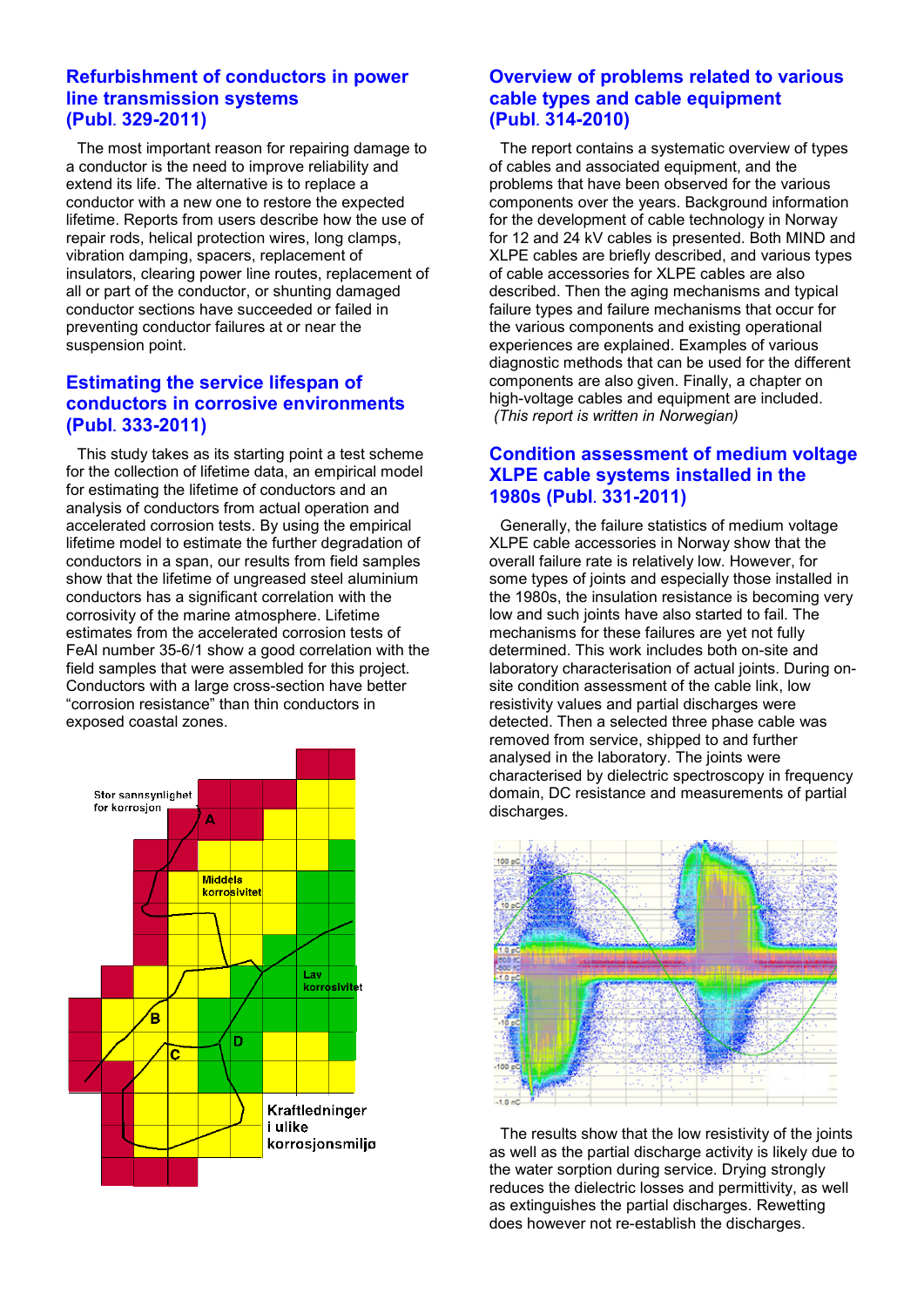## Refurbishment of conductors in power line transmission systems (Publ. 329-2011)

The most important reason for repairing damage to a conductor is the need to improve reliability and extend its life. The alternative is to replace a conductor with a new one to restore the expected lifetime. Reports from users describe how the use of repair rods, helical protection wires, long clamps, vibration damping, spacers, replacement of insulators, clearing power line routes, replacement of all or part of the conductor, or shunting damaged conductor sections have succeeded or failed in preventing conductor failures at or near the suspension point.

## Estimating the service lifespan of conductors in corrosive environments (Publ. 333-2011)

This study takes as its starting point a test scheme for the collection of lifetime data, an empirical model for estimating the lifetime of conductors and an analysis of conductors from actual operation and accelerated corrosion tests. By using the empirical lifetime model to estimate the further degradation of conductors in a span, our results from field samples show that the lifetime of ungreased steel aluminium conductors has a significant correlation with the corrosivity of the marine atmosphere. Lifetime estimates from the accelerated corrosion tests of FeAl number 35-6/1 show a good correlation with the field samples that were assembled for this project. Conductors with a large cross-section have better "corrosion resistance" than thin conductors in exposed coastal zones.

## Overview of problems related to various cable types and cable equipment (Publ. 314-2010)

The report contains a systematic overview of types of cables and associated equipment, and the problems that have been observed for the various components over the years. Background information for the development of cable technology in Norway for 12 and 24 kV cables is presented. Both MIND and XLPE cables are briefly described, and various types of cable accessories for XLPE cables are also described. Then the aging mechanisms and typical failure types and failure mechanisms that occur for the various components and existing operational experiences are explained. Examples of various diagnostic methods that can be used for the different components are also given. Finally, a chapter on high-voltage cables and equipment are included.
*(This report is written in Norwegian)*

## Condition assessment of medium voltage XLPE cable systems installed in the 1980s (Publ. 331-2011)

Generally, the failure statistics of medium voltage XLPE cable accessories in Norway show that the overall failure rate is relatively low. However, for some types of joints and especially those installed in the 1980s, the insulation resistance is becoming very low and such joints have also started to fail. The mechanisms for these failures are yet not fully determined. This work includes both on-site and laboratory characterisation of actual joints. During on-site condition assessment of the cable link, low resistivity values and partial discharges were detected. Then a selected three phase cable was removed from service, shipped to and further analysed in the laboratory. The joints were characterised by dielectric spectroscopy in frequency domain, DC resistance and measurements of partial discharges.

The results show that the low resistivity of the joints as well as the partial discharge activity is likely due to the water sorption during service. Drying strongly reduces the dielectric losses and permittivity, as well as extinguishes the partial discharges. Rewetting does however not re-establish the discharges.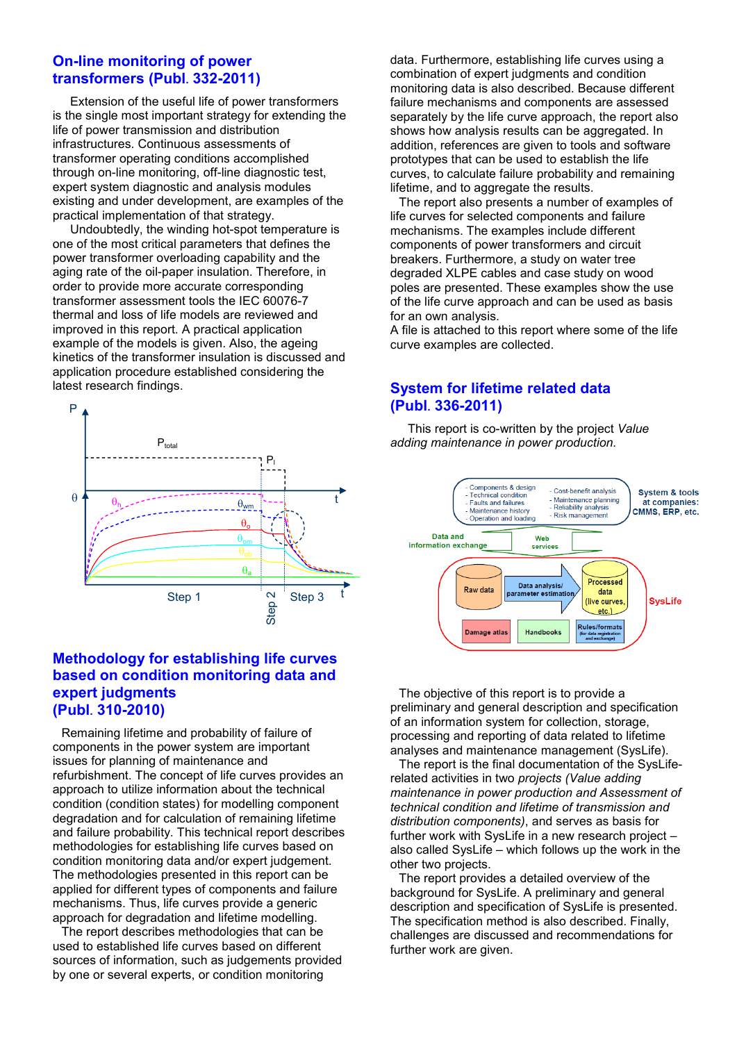## On-line monitoring of power transformers (Publ. 332-2011)

Extension of the useful life of power transformers is the single most important strategy for extending the life of power transmission and distribution infrastructures. Continuous assessments of transformer operating conditions accomplished through on-line monitoring, off-line diagnostic test, expert system diagnostic and analysis modules existing and under development, are examples of the practical implementation of that strategy.

Undoubtedly, the winding hot-spot temperature is one of the most critical parameters that defines the power transformer overloading capability and the aging rate of the oil-paper insulation. Therefore, in order to provide more accurate corresponding transformer assessment tools the IEC 60076-7 thermal and loss of life models are reviewed and improved in this report. A practical application example of the models is given. Also, the ageing kinetics of the transformer insulation is discussed and application procedure established considering the latest research findings.

## Methodology for establishing life curves based on condition monitoring data and expert judgments (Publ. 310-2010)

Remaining lifetime and probability of failure of components in the power system are important issues for planning of maintenance and refurbishment. The concept of life curves provides an approach to utilize information about the technical condition (condition states) for modelling component degradation and for calculation of remaining lifetime and failure probability. This technical report describes methodologies for establishing life curves based on condition monitoring data and/or expert judgement. The methodologies presented in this report can be applied for different types of components and failure mechanisms. Thus, life curves provide a generic approach for degradation and lifetime modelling.

The report describes methodologies that can be used to established life curves based on different sources of information, such as judgements provided by one or several experts, or condition monitoring data. Furthermore, establishing life curves using a combination of expert judgments and condition monitoring data is also described. Because different failure mechanisms and components are assessed separately by the life curve approach, the report also shows how analysis results can be aggregated. In addition, references are given to tools and software prototypes that can be used to establish the life curves, to calculate failure probability and remaining lifetime, and to aggregate the results.

The report also presents a number of examples of life curves for selected components and failure mechanisms. The examples include different components of power transformers and circuit breakers. Furthermore, a study on water tree degraded XLPE cables and case study on wood poles are presented. These examples show the use of the life curve approach and can be used as basis for an own analysis.

A file is attached to this report where some of the life curve examples are collected.

## System for lifetime related data (Publ. 336-2011)

This report is co-written by the project *Value adding maintenance in power production.*

The objective of this report is to provide a preliminary and general description and specification of an information system for collection, storage, processing and reporting of data related to lifetime analyses and maintenance management (SysLife).

The report is the final documentation of the SysLife-related activities in two *projects (Value adding maintenance in power production and Assessment of technical condition and lifetime of transmission and distribution components)*, and serves as basis for further work with SysLife in a new research project – also called SysLife – which follows up the work in the other two projects.

The report provides a detailed overview of the background for SysLife. A preliminary and general description and specification of SysLife is presented. The specification method is also described. Finally, challenges are discussed and recommendations for further work are given.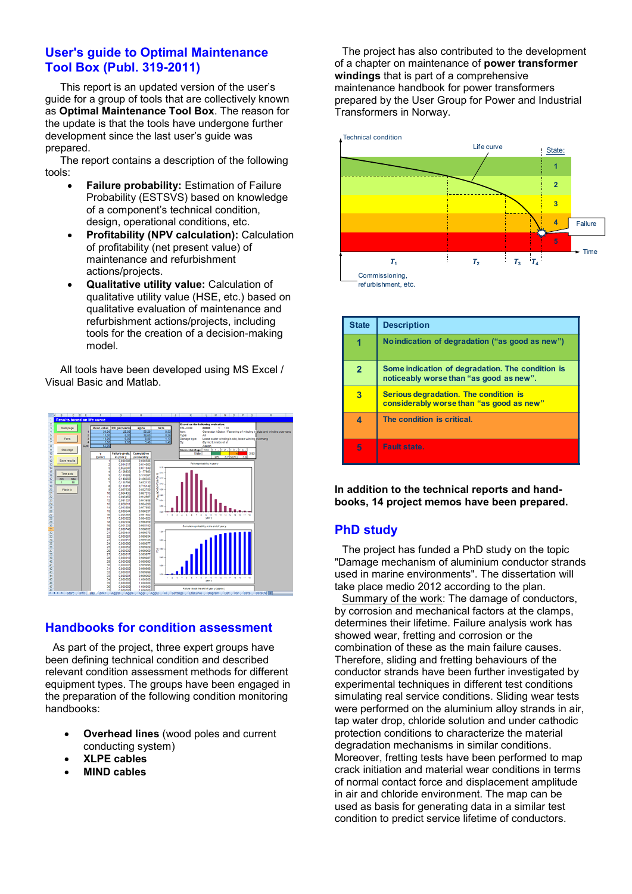## User's guide to Optimal Maintenance Tool Box (Publ. 319-2011)

This report is an updated version of the user's guide for a group of tools that are collectively known as **Optimal Maintenance Tool Box**. The reason for the update is that the tools have undergone further development since the last user's guide was prepared.

The report contains a description of the following tools:

- **Failure probability:** Estimation of Failure Probability (ESTSVS) based on knowledge of a component's technical condition, design, operational conditions, etc.
- **Profitability (NPV calculation):** Calculation of profitability (net present value) of maintenance and refurbishment actions/projects.
- **Qualitative utility value:** Calculation of qualitative utility value (HSE, etc.) based on qualitative evaluation of maintenance and refurbishment actions/projects, including tools for the creation of a decision-making model.

All tools have been developed using MS Excel / Visual Basic and Matlab.

## Handbooks for condition assessment

As part of the project, three expert groups have been defining technical condition and described relevant condition assessment methods for different equipment types. The groups have been engaged in the preparation of the following condition monitoring handbooks:

- **Overhead lines** (wood poles and current conducting system)
- **XLPE cables**
- **MIND cables**

The project has also contributed to the development of a chapter on maintenance of **power transformer windings** that is part of a comprehensive maintenance handbook for power transformers prepared by the User Group for Power and Industrial Transformers in Norway.

| State | Description |
|---|---|
| 1 | No indication of degradation ("as good as new") |
| 2 | Some indication of degradation. The condition is noticeably worse than "as good as new". |
| 3 | Serious degradation. The condition is considerably worse than "as good as new" |
| 4 | The condition is critical. |
| 5 | Fault state. |

**In addition to the technical reports and hand-books, 14 project memos have been prepared.**

## PhD study

The project has funded a PhD study on the topic "Damage mechanism of aluminium conductor strands used in marine environments". The dissertation will take place medio 2012 according to the plan.

Summary of the work: The damage of conductors, by corrosion and mechanical factors at the clamps, determines their lifetime. Failure analysis work has showed wear, fretting and corrosion or the combination of these as the main failure causes. Therefore, sliding and fretting behaviours of the conductor strands have been further investigated by experimental techniques in different test conditions simulating real service conditions. Sliding wear tests were performed on the aluminium alloy strands in air, tap water drop, chloride solution and under cathodic protection conditions to characterize the material degradation mechanisms in similar conditions. Moreover, fretting tests have been performed to map crack initiation and material wear conditions in terms of normal contact force and displacement amplitude in air and chloride environment. The map can be used as basis for generating data in a similar test condition to predict service lifetime of conductors.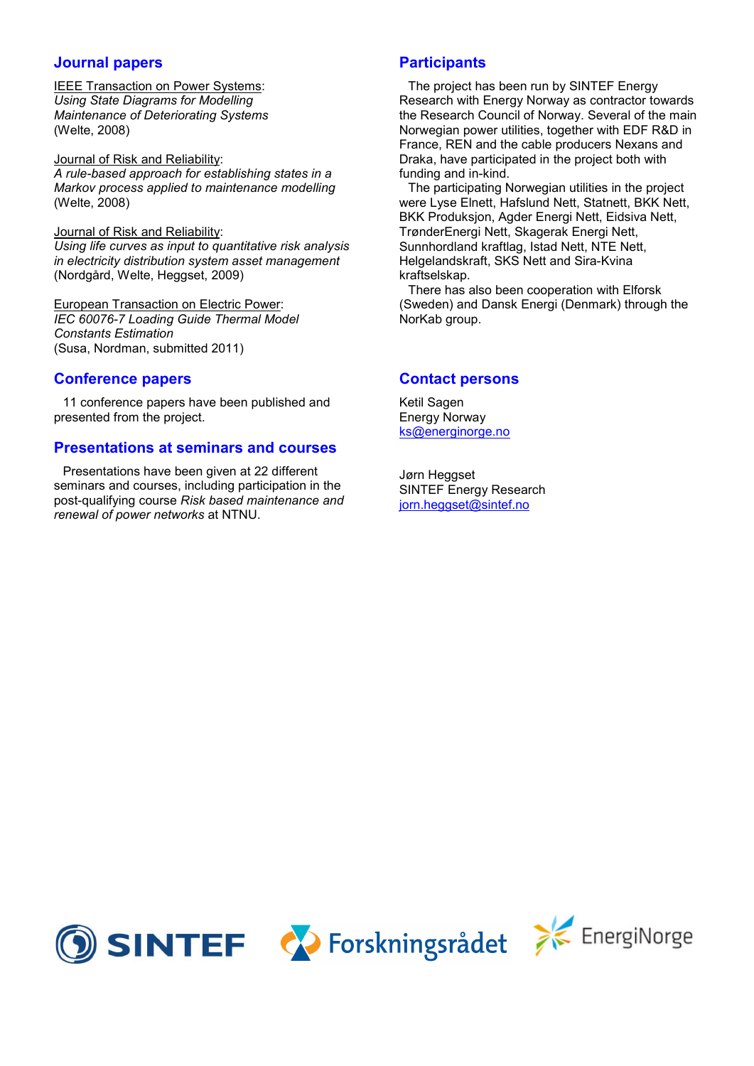## Journal papers

IEEE Transaction on Power Systems:
*Using State Diagrams for Modelling Maintenance of Deteriorating Systems*
(Welte, 2008)

Journal of Risk and Reliability:
*A rule-based approach for establishing states in a Markov process applied to maintenance modelling*
(Welte, 2008)

Journal of Risk and Reliability:
*Using life curves as input to quantitative risk analysis in electricity distribution system asset management*
(Nordgård, Welte, Heggset, 2009)

European Transaction on Electric Power:
*IEC 60076-7 Loading Guide Thermal Model Constants Estimation*
(Susa, Nordman, submitted 2011)

## Conference papers

11 conference papers have been published and presented from the project.

## Presentations at seminars and courses

Presentations have been given at 22 different seminars and courses, including participation in the post-qualifying course *Risk based maintenance and renewal of power networks* at NTNU.

## Participants

The project has been run by SINTEF Energy Research with Energy Norway as contractor towards the Research Council of Norway. Several of the main Norwegian power utilities, together with EDF R&D in France, REN and the cable producers Nexans and Draka, have participated in the project both with funding and in-kind.

The participating Norwegian utilities in the project were Lyse Elnett, Hafslund Nett, Statnett, BKK Nett, BKK Produksjon, Agder Energi Nett, Eidsiva Nett, TrønderEnergi Nett, Skagerak Energi Nett, Sunnhordland kraftlag, Istad Nett, NTE Nett, Helgelandskraft, SKS Nett and Sira-Kvina kraftselskap.

There has also been cooperation with Elforsk (Sweden) and Dansk Energi (Denmark) through the NorKab group.

## Contact persons

Ketil Sagen
Energy Norway
ks@energinorge.no

Jørn Heggset
SINTEF Energy Research
jorn.heggset@sintef.no

SINTEF Forskningsrådet EnergiNorge